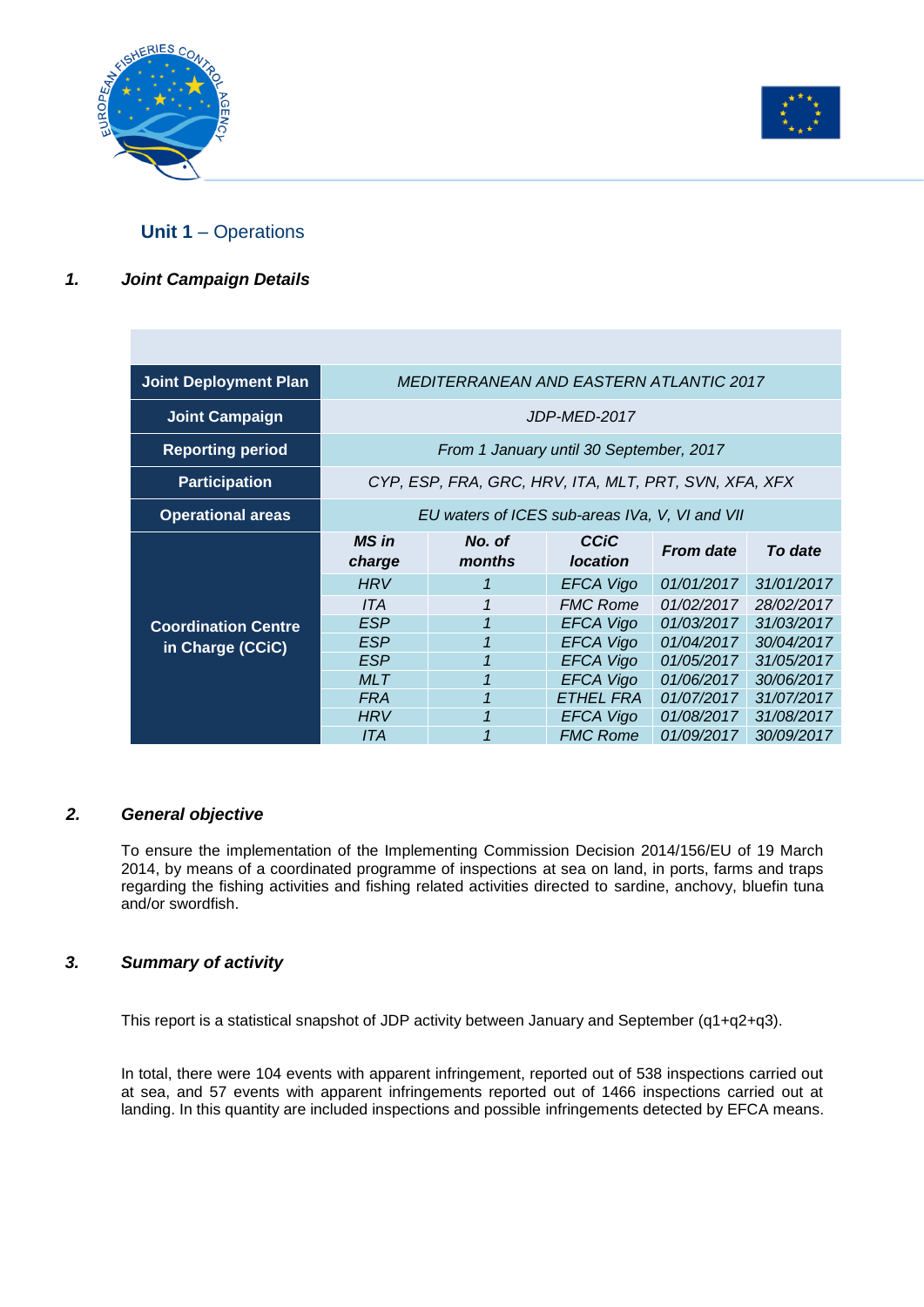## **Unit 1** – Operations

### *1. Joint Campaign Details*

| | | | | | |
|---|---|---|---|---|---|
| **Joint Deployment Plan** | *MEDITERRANEAN AND EASTERN ATLANTIC 2017* | | | | |
| **Joint Campaign** | *JDP-MED-2017* | | | | |
| **Reporting period** | *From 1 January until 30 September, 2017* | | | | |
| **Participation** | *CYP, ESP, FRA, GRC, HRV, ITA, MLT, PRT, SVN, XFA, XFX* | | | | |
| **Operational areas** | *EU waters of ICES sub-areas IVa, V, VI and VII* | | | | |
| **Coordination Centre in Charge (CCiC)** | ***MS in charge*** | ***No. of months*** | ***CCiC location*** | ***From date*** | ***To date*** |
| | *HRV* | *1* | *EFCA Vigo* | *01/01/2017* | *31/01/2017* |
| | *ITA* | *1* | *FMC Rome* | *01/02/2017* | *28/02/2017* |
| | *ESP* | *1* | *EFCA Vigo* | *01/03/2017* | *31/03/2017* |
| | *ESP* | *1* | *EFCA Vigo* | *01/04/2017* | *30/04/2017* |
| | *ESP* | *1* | *EFCA Vigo* | *01/05/2017* | *31/05/2017* |
| | *MLT* | *1* | *EFCA Vigo* | *01/06/2017* | *30/06/2017* |
| | *FRA* | *1* | *ETHEL FRA* | *01/07/2017* | *31/07/2017* |
| | *HRV* | *1* | *EFCA Vigo* | *01/08/2017* | *31/08/2017* |
| | *ITA* | *1* | *FMC Rome* | *01/09/2017* | *30/09/2017* |

### *2. General objective*

To ensure the implementation of the Implementing Commission Decision 2014/156/EU of 19 March 2014, by means of a coordinated programme of inspections at sea on land, in ports, farms and traps regarding the fishing activities and fishing related activities directed to sardine, anchovy, bluefin tuna and/or swordfish.

### *3. Summary of activity*

This report is a statistical snapshot of JDP activity between January and September (q1+q2+q3).

In total, there were 104 events with apparent infringement, reported out of 538 inspections carried out at sea, and 57 events with apparent infringements reported out of 1466 inspections carried out at landing. In this quantity are included inspections and possible infringements detected by EFCA means.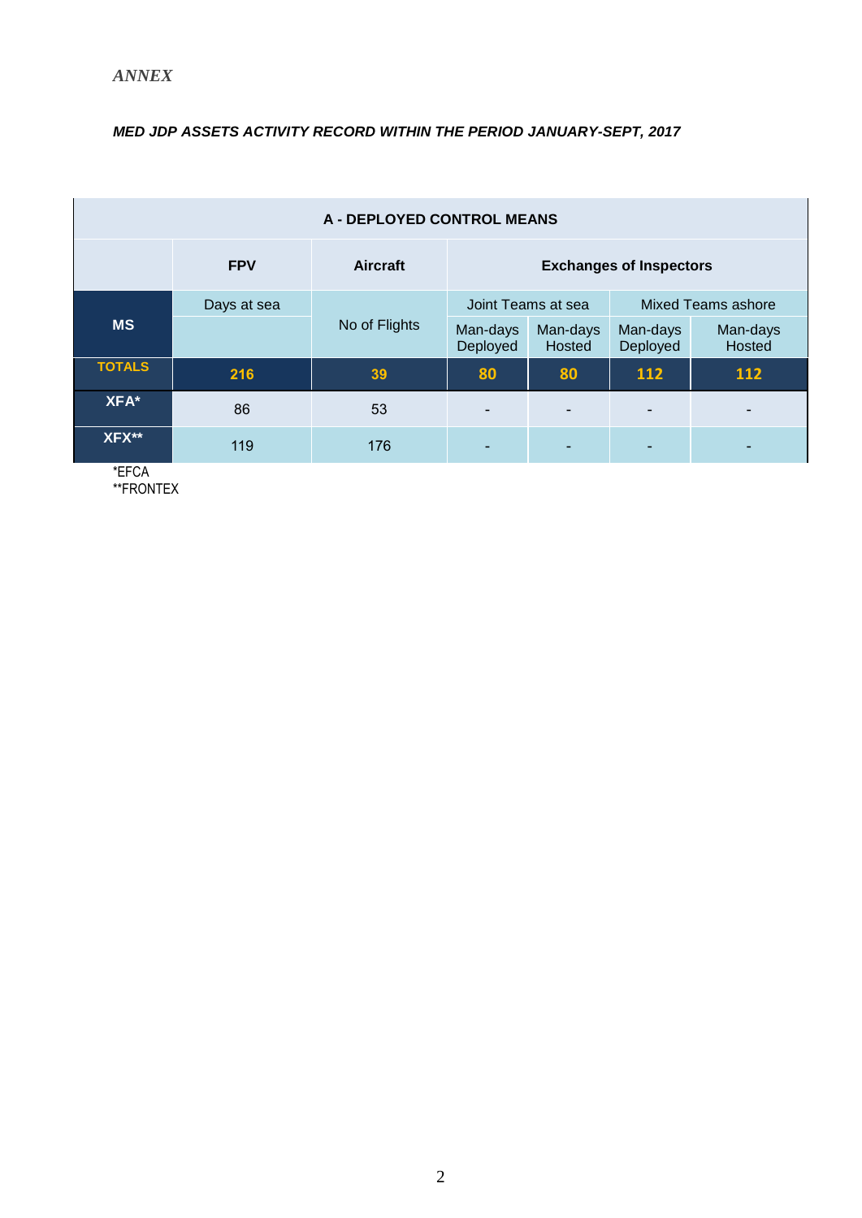*ANNEX*

***MED JDP ASSETS ACTIVITY RECORD WITHIN THE PERIOD JANUARY-SEPT, 2017***

| **A - DEPLOYED CONTROL MEANS** | | | | | | |
|---|---|---|---|---|---|---|
| | **FPV** | **Aircraft** | **Exchanges of Inspectors** | | | |
| **MS** | Days at sea | No of Flights | Joint Teams at sea | | Mixed Teams ashore | |
| | | | Man-days Deployed | Man-days Hosted | Man-days Deployed | Man-days Hosted |
| **TOTALS** | **216** | **39** | **80** | **80** | **112** | **112** |
| **XFA*** | 86 | 53 | - | - | - | - |
| **XFX**** | 119 | 176 | - | - | - | - |

*EFCA
**FRONTEX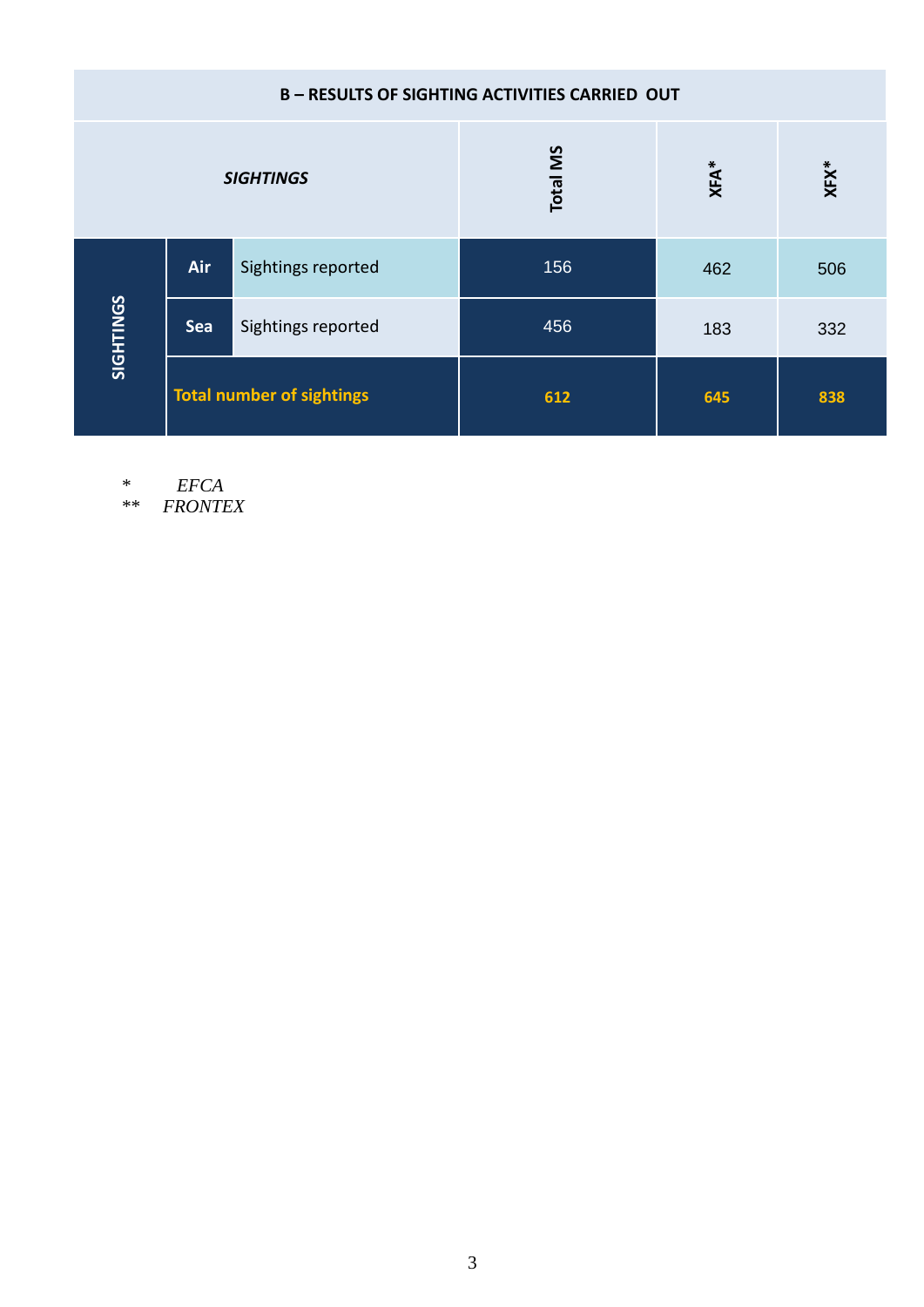| B – RESULTS OF SIGHTING ACTIVITIES CARRIED OUT | | | | | |
|---|---|---|---|---|---|
| ***SIGHTINGS*** | | | **Total MS** | **XFA*** | **XFX*** |
| **SIGHTINGS** | **Air** | Sightings reported | 156 | 462 | 506 |
| | **Sea** | Sightings reported | 456 | 183 | 332 |
| | **Total number of sightings** | | **612** | **645** | **838** |

\* *EFCA*

** *FRONTEX*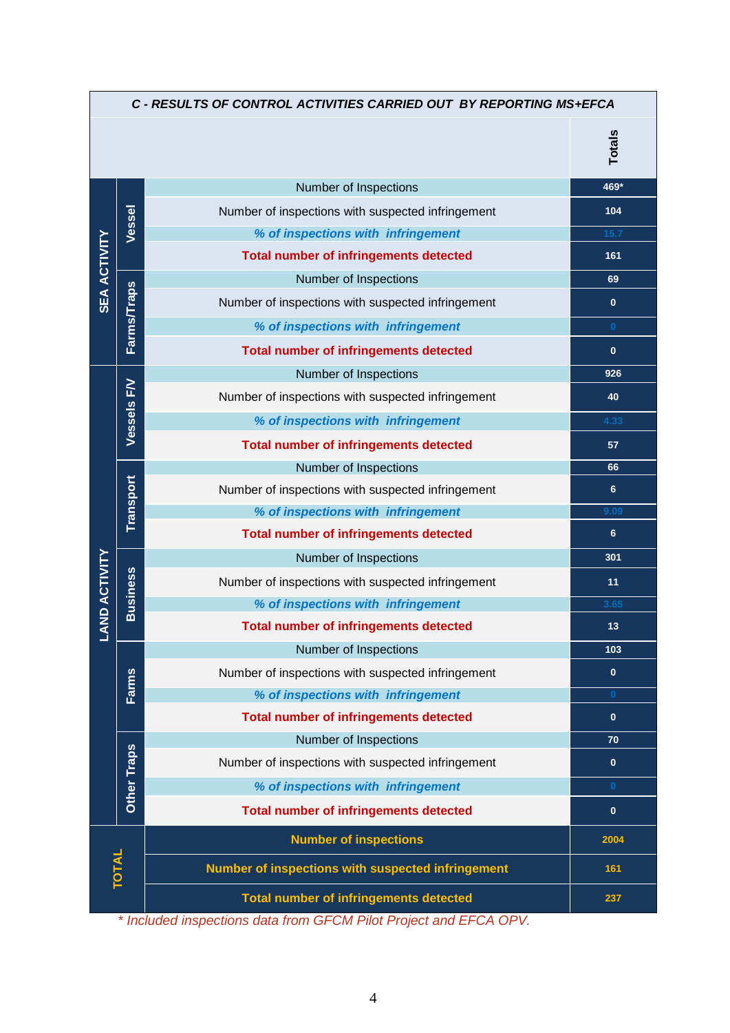| C - RESULTS OF CONTROL ACTIVITIES CARRIED OUT BY REPORTING MS+EFCA | | | Totals |
|---|---|---|---|
| SEA ACTIVITY | Vessel | Number of Inspections | 469* |
| | | Number of inspections with suspected infringement | 104 |
| | | *% of inspections with infringement* | 15.7 |
| | | Total number of infringements detected | 161 |
| | Farms/Traps | Number of Inspections | 69 |
| | | Number of inspections with suspected infringement | 0 |
| | | *% of inspections with infringement* | 0 |
| | | Total number of infringements detected | 0 |
| LAND ACTIVITY | Vessels F/V | Number of Inspections | 926 |
| | | Number of inspections with suspected infringement | 40 |
| | | *% of inspections with infringement* | 4.33 |
| | | Total number of infringements detected | 57 |
| | Transport | Number of Inspections | 66 |
| | | Number of inspections with suspected infringement | 6 |
| | | *% of inspections with infringement* | 9.09 |
| | | Total number of infringements detected | 6 |
| | Business | Number of Inspections | 301 |
| | | Number of inspections with suspected infringement | 11 |
| | | *% of inspections with infringement* | 3.65 |
| | | Total number of infringements detected | 13 |
| | Farms | Number of Inspections | 103 |
| | | Number of inspections with suspected infringement | 0 |
| | | *% of inspections with infringement* | 0 |
| | | Total number of infringements detected | 0 |
| | Other Traps | Number of Inspections | 70 |
| | | Number of inspections with suspected infringement | 0 |
| | | *% of inspections with infringement* | 0 |
| | | Total number of infringements detected | 0 |
| TOTAL | | Number of inspections | 2004 |
| | | Number of inspections with suspected infringement | 161 |
| | | Total number of infringements detected | 237 |

*\* Included inspections data from GFCM Pilot Project and EFCA OPV.*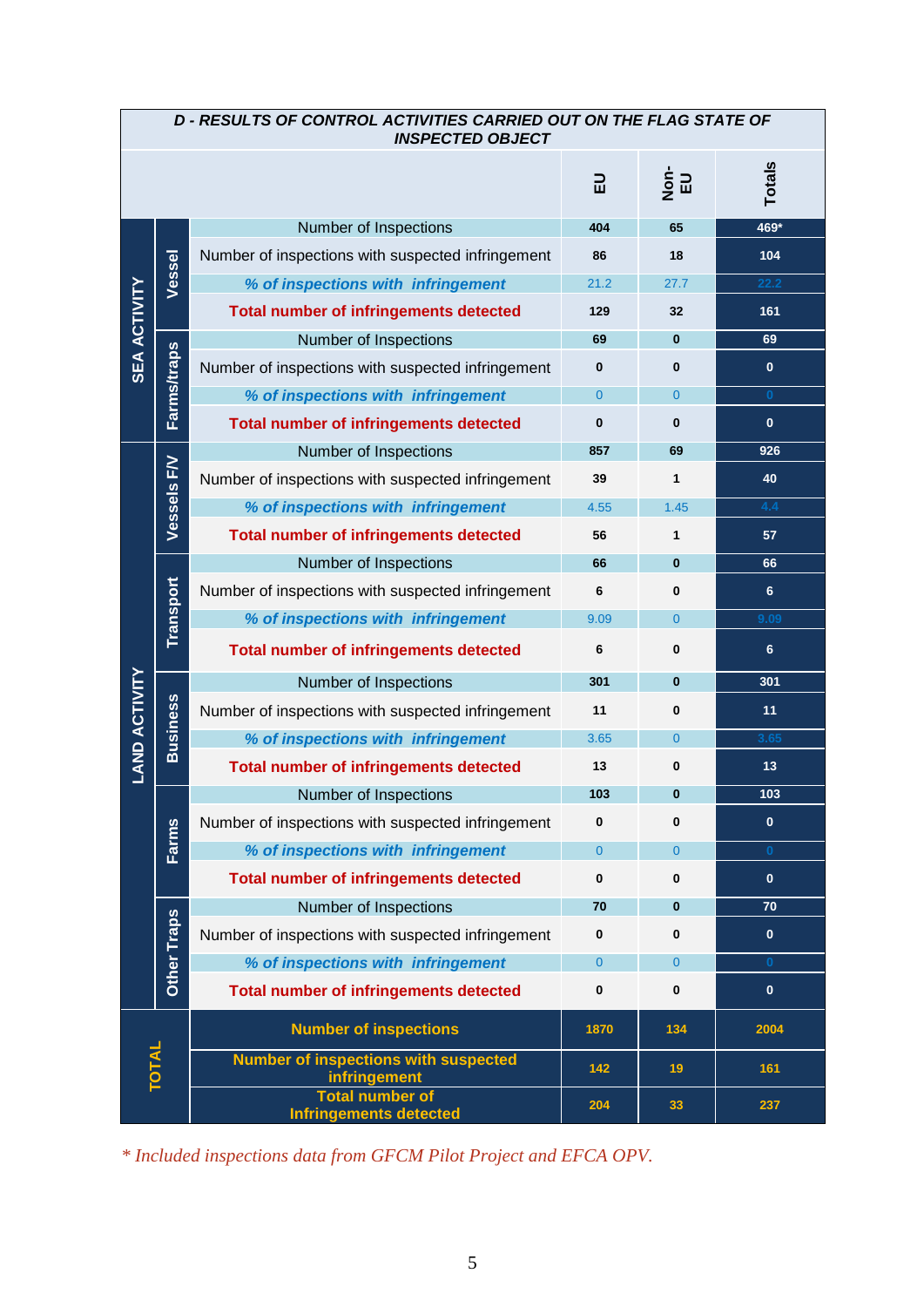| D - RESULTS OF CONTROL ACTIVITIES CARRIED OUT ON THE FLAG STATE OF INSPECTED OBJECT | | | EU | Non-EU | Totals |
|---|---|---|---|---|---|
| SEA ACTIVITY | Vessel | Number of Inspections | 404 | 65 | 469* |
| | | Number of inspections with suspected infringement | 86 | 18 | 104 |
| | | *% of inspections with infringement* | 21.2 | 27.7 | 22.2 |
| | | **Total number of infringements detected** | 129 | 32 | 161 |
| | Farms/traps | Number of Inspections | 69 | 0 | 69 |
| | | Number of inspections with suspected infringement | 0 | 0 | 0 |
| | | *% of inspections with infringement* | 0 | 0 | 0 |
| | | **Total number of infringements detected** | 0 | 0 | 0 |
| LAND ACTIVITY | Vessels F/V | Number of Inspections | 857 | 69 | 926 |
| | | Number of inspections with suspected infringement | 39 | 1 | 40 |
| | | *% of inspections with infringement* | 4.55 | 1.45 | 4.4 |
| | | **Total number of infringements detected** | 56 | 1 | 57 |
| | Transport | Number of Inspections | 66 | 0 | 66 |
| | | Number of inspections with suspected infringement | 6 | 0 | 6 |
| | | *% of inspections with infringement* | 9.09 | 0 | 9.09 |
| | | **Total number of infringements detected** | 6 | 0 | 6 |
| | Business | Number of Inspections | 301 | 0 | 301 |
| | | Number of inspections with suspected infringement | 11 | 0 | 11 |
| | | *% of inspections with infringement* | 3.65 | 0 | 3.65 |
| | | **Total number of infringements detected** | 13 | 0 | 13 |
| | Farms | Number of Inspections | 103 | 0 | 103 |
| | | Number of inspections with suspected infringement | 0 | 0 | 0 |
| | | *% of inspections with infringement* | 0 | 0 | 0 |
| | | **Total number of infringements detected** | 0 | 0 | 0 |
| | Other Traps | Number of Inspections | 70 | 0 | 70 |
| | | Number of inspections with suspected infringement | 0 | 0 | 0 |
| | | *% of inspections with infringement* | 0 | 0 | 0 |
| | | **Total number of infringements detected** | 0 | 0 | 0 |
| TOTAL | | **Number of inspections** | 1870 | 134 | 2004 |
| | | **Number of inspections with suspected infringement** | 142 | 19 | 161 |
| | | **Total number of Infringements detected** | 204 | 33 | 237 |

*\* Included inspections data from GFCM Pilot Project and EFCA OPV.*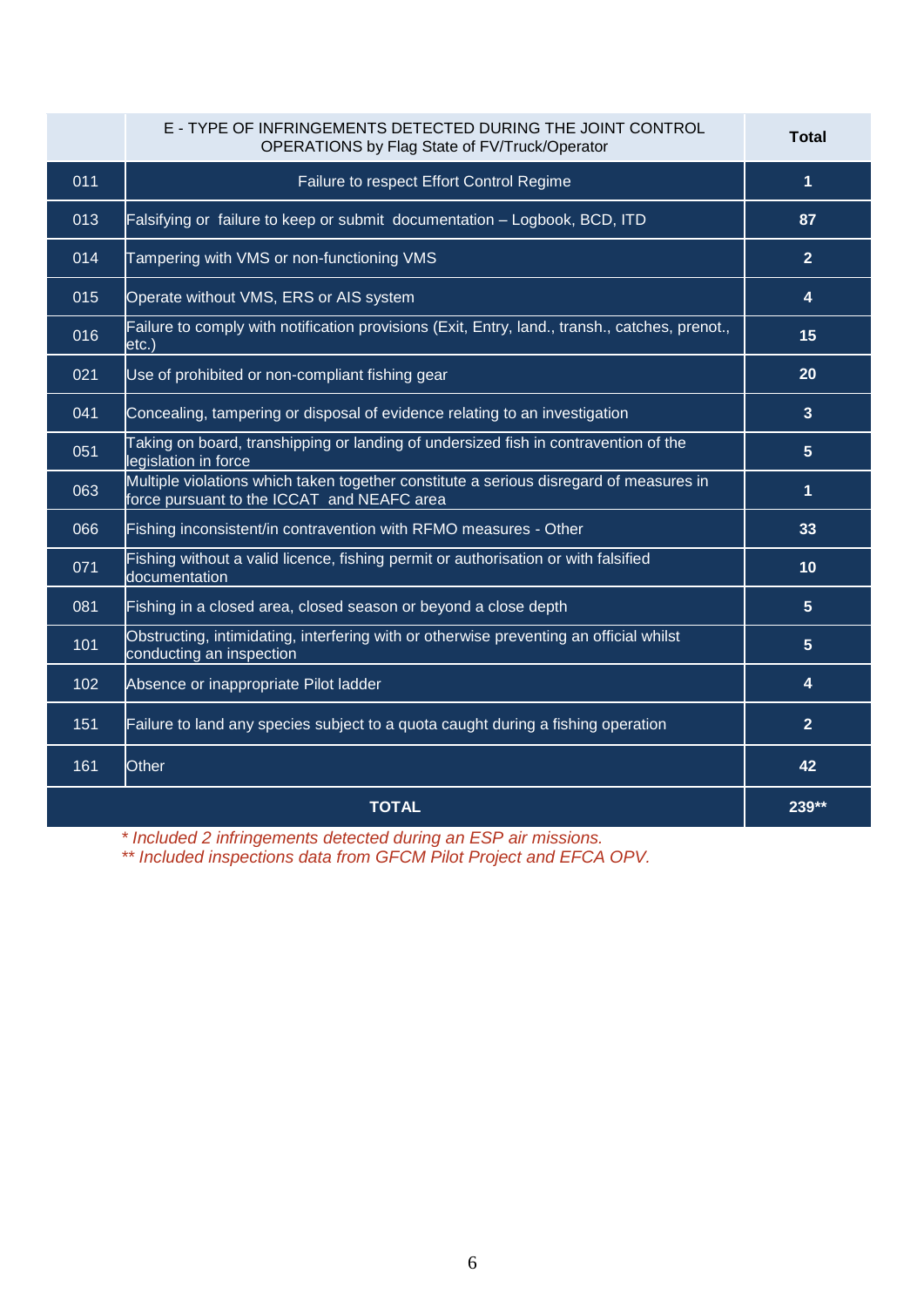| | E - TYPE OF INFRINGEMENTS DETECTED DURING THE JOINT CONTROL OPERATIONS by Flag State of FV/Truck/Operator | Total |
|---|---|---|
| 011 | Failure to respect Effort Control Regime | **1** |
| 013 | Falsifying or failure to keep or submit documentation – Logbook, BCD, ITD | **87** |
| 014 | Tampering with VMS or non-functioning VMS | **2** |
| 015 | Operate without VMS, ERS or AIS system | **4** |
| 016 | Failure to comply with notification provisions (Exit, Entry, land., transh., catches, prenot., etc.) | **15** |
| 021 | Use of prohibited or non-compliant fishing gear | **20** |
| 041 | Concealing, tampering or disposal of evidence relating to an investigation | **3** |
| 051 | Taking on board, transhipping or landing of undersized fish in contravention of the legislation in force | **5** |
| 063 | Multiple violations which taken together constitute a serious disregard of measures in force pursuant to the ICCAT and NEAFC area | **1** |
| 066 | Fishing inconsistent/in contravention with RFMO measures - Other | **33** |
| 071 | Fishing without a valid licence, fishing permit or authorisation or with falsified documentation | **10** |
| 081 | Fishing in a closed area, closed season or beyond a close depth | **5** |
| 101 | Obstructing, intimidating, interfering with or otherwise preventing an official whilst conducting an inspection | **5** |
| 102 | Absence or inappropriate Pilot ladder | **4** |
| 151 | Failure to land any species subject to a quota caught during a fishing operation | **2** |
| 161 | Other | **42** |
| **TOTAL** | | **239**** |

*\* Included 2 infringements detected during an ESP air missions.*
*\*\* Included inspections data from GFCM Pilot Project and EFCA OPV.*